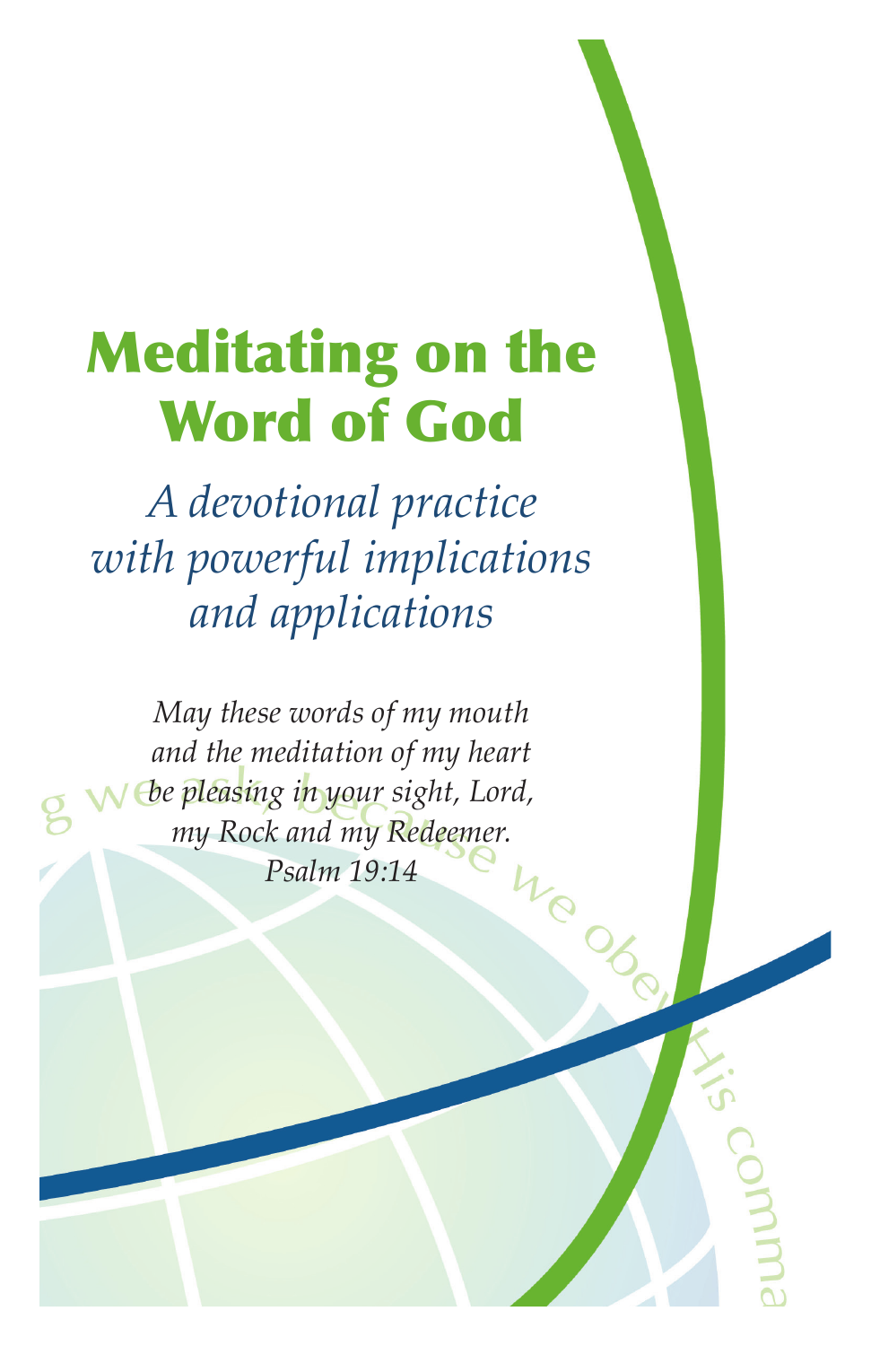# Meditating on the Word of God

*A devotional practice with powerful implications and applications*

*May these words of my mouth*
*and the meditation of my heart*
*be pleasing in your sight, Lord,*
*my Rock and my Redeemer.*
*Psalm 19:14*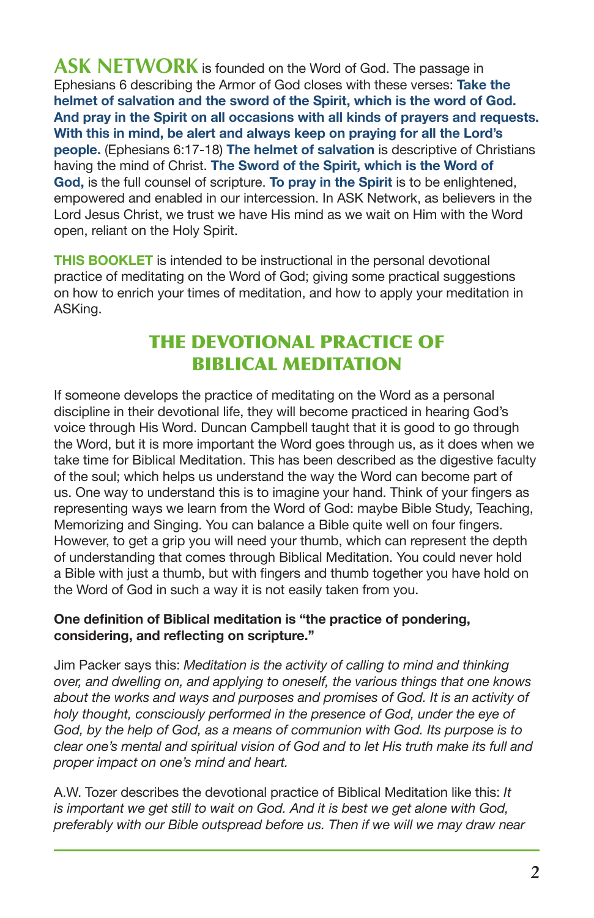**ASK NETWORK** is founded on the Word of God. The passage in Ephesians 6 describing the Armor of God closes with these verses: **Take the helmet of salvation and the sword of the Spirit, which is the word of God. And pray in the Spirit on all occasions with all kinds of prayers and requests. With this in mind, be alert and always keep on praying for all the Lord's people.** (Ephesians 6:17-18) **The helmet of salvation** is descriptive of Christians having the mind of Christ. **The Sword of the Spirit, which is the Word of God,** is the full counsel of scripture. **To pray in the Spirit** is to be enlightened, empowered and enabled in our intercession. In ASK Network, as believers in the Lord Jesus Christ, we trust we have His mind as we wait on Him with the Word open, reliant on the Holy Spirit.

**THIS BOOKLET** is intended to be instructional in the personal devotional practice of meditating on the Word of God; giving some practical suggestions on how to enrich your times of meditation, and how to apply your meditation in ASKing.

## THE DEVOTIONAL PRACTICE OF BIBLICAL MEDITATION

If someone develops the practice of meditating on the Word as a personal discipline in their devotional life, they will become practiced in hearing God's voice through His Word. Duncan Campbell taught that it is good to go through the Word, but it is more important the Word goes through us, as it does when we take time for Biblical Meditation. This has been described as the digestive faculty of the soul; which helps us understand the way the Word can become part of us. One way to understand this is to imagine your hand. Think of your fingers as representing ways we learn from the Word of God: maybe Bible Study, Teaching, Memorizing and Singing. You can balance a Bible quite well on four fingers. However, to get a grip you will need your thumb, which can represent the depth of understanding that comes through Biblical Meditation. You could never hold a Bible with just a thumb, but with fingers and thumb together you have hold on the Word of God in such a way it is not easily taken from you.

**One definition of Biblical meditation is "the practice of pondering, considering, and reflecting on scripture."**

Jim Packer says this: *Meditation is the activity of calling to mind and thinking over, and dwelling on, and applying to oneself, the various things that one knows about the works and ways and purposes and promises of God. It is an activity of holy thought, consciously performed in the presence of God, under the eye of God, by the help of God, as a means of communion with God. Its purpose is to clear one's mental and spiritual vision of God and to let His truth make its full and proper impact on one's mind and heart.*

A.W. Tozer describes the devotional practice of Biblical Meditation like this: *It is important we get still to wait on God. And it is best we get alone with God, preferably with our Bible outspread before us. Then if we will we may draw near*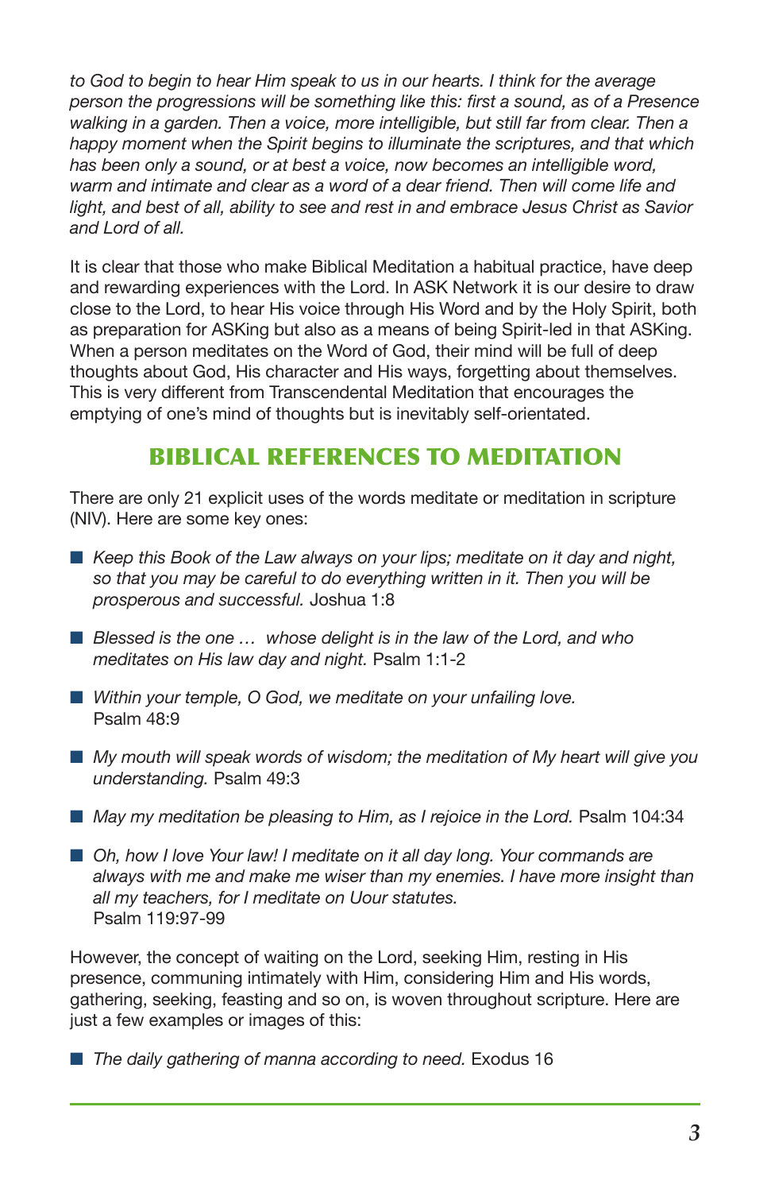*to God to begin to hear Him speak to us in our hearts. I think for the average person the progressions will be something like this: first a sound, as of a Presence walking in a garden. Then a voice, more intelligible, but still far from clear. Then a happy moment when the Spirit begins to illuminate the scriptures, and that which has been only a sound, or at best a voice, now becomes an intelligible word, warm and intimate and clear as a word of a dear friend. Then will come life and light, and best of all, ability to see and rest in and embrace Jesus Christ as Savior and Lord of all.*

It is clear that those who make Biblical Meditation a habitual practice, have deep and rewarding experiences with the Lord. In ASK Network it is our desire to draw close to the Lord, to hear His voice through His Word and by the Holy Spirit, both as preparation for ASKing but also as a means of being Spirit-led in that ASKing. When a person meditates on the Word of God, their mind will be full of deep thoughts about God, His character and His ways, forgetting about themselves. This is very different from Transcendental Meditation that encourages the emptying of one's mind of thoughts but is inevitably self-orientated.

## BIBLICAL REFERENCES TO MEDITATION

There are only 21 explicit uses of the words meditate or meditation in scripture (NIV). Here are some key ones:

- *Keep this Book of the Law always on your lips; meditate on it day and night, so that you may be careful to do everything written in it. Then you will be prosperous and successful.* Joshua 1:8
- *Blessed is the one … whose delight is in the law of the Lord, and who meditates on His law day and night.* Psalm 1:1-2
- *Within your temple, O God, we meditate on your unfailing love.* Psalm 48:9
- *My mouth will speak words of wisdom; the meditation of My heart will give you understanding.* Psalm 49:3
- *May my meditation be pleasing to Him, as I rejoice in the Lord.* Psalm 104:34
- *Oh, how I love Your law! I meditate on it all day long. Your commands are always with me and make me wiser than my enemies. I have more insight than all my teachers, for I meditate on Uour statutes.* Psalm 119:97-99

However, the concept of waiting on the Lord, seeking Him, resting in His presence, communing intimately with Him, considering Him and His words, gathering, seeking, feasting and so on, is woven throughout scripture. Here are just a few examples or images of this:

- *The daily gathering of manna according to need.* Exodus 16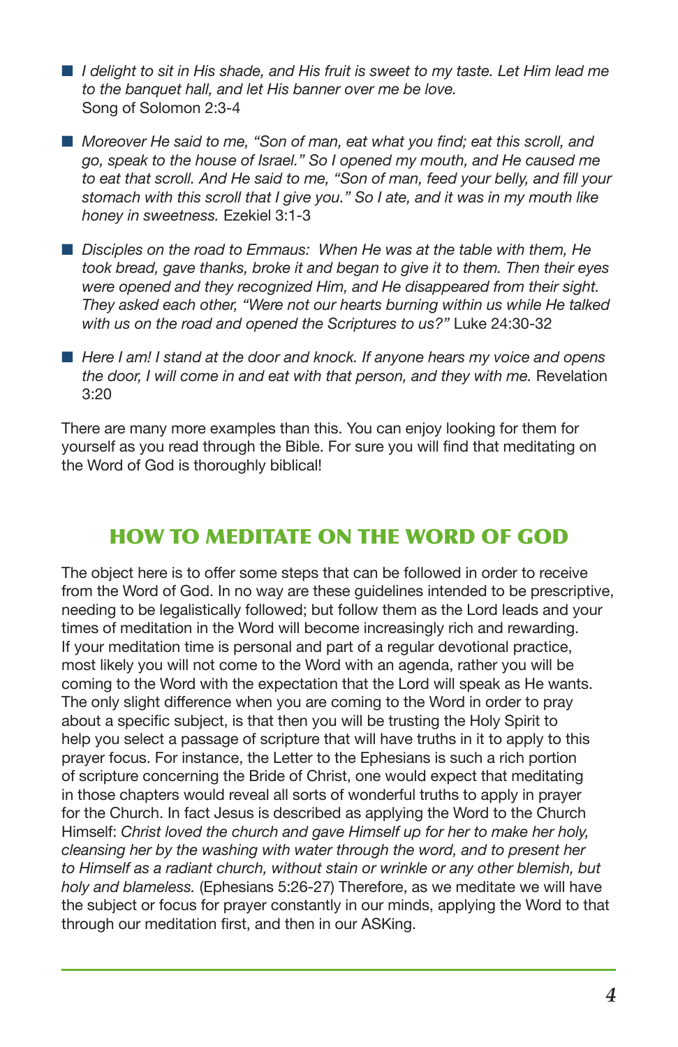- *I delight to sit in His shade, and His fruit is sweet to my taste. Let Him lead me to the banquet hall, and let His banner over me be love.* Song of Solomon 2:3-4

- *Moreover He said to me, "Son of man, eat what you find; eat this scroll, and go, speak to the house of Israel." So I opened my mouth, and He caused me to eat that scroll. And He said to me, "Son of man, feed your belly, and fill your stomach with this scroll that I give you." So I ate, and it was in my mouth like honey in sweetness.* Ezekiel 3:1-3

- *Disciples on the road to Emmaus: When He was at the table with them, He took bread, gave thanks, broke it and began to give it to them. Then their eyes were opened and they recognized Him, and He disappeared from their sight. They asked each other, "Were not our hearts burning within us while He talked with us on the road and opened the Scriptures to us?"* Luke 24:30-32

- *Here I am! I stand at the door and knock. If anyone hears my voice and opens the door, I will come in and eat with that person, and they with me.* Revelation 3:20

There are many more examples than this. You can enjoy looking for them for yourself as you read through the Bible. For sure you will find that meditating on the Word of God is thoroughly biblical!

## HOW TO MEDITATE ON THE WORD OF GOD

The object here is to offer some steps that can be followed in order to receive from the Word of God. In no way are these guidelines intended to be prescriptive, needing to be legalistically followed; but follow them as the Lord leads and your times of meditation in the Word will become increasingly rich and rewarding. If your meditation time is personal and part of a regular devotional practice, most likely you will not come to the Word with an agenda, rather you will be coming to the Word with the expectation that the Lord will speak as He wants. The only slight difference when you are coming to the Word in order to pray about a specific subject, is that then you will be trusting the Holy Spirit to help you select a passage of scripture that will have truths in it to apply to this prayer focus. For instance, the Letter to the Ephesians is such a rich portion of scripture concerning the Bride of Christ, one would expect that meditating in those chapters would reveal all sorts of wonderful truths to apply in prayer for the Church. In fact Jesus is described as applying the Word to the Church Himself: *Christ loved the church and gave Himself up for her to make her holy, cleansing her by the washing with water through the word, and to present her to Himself as a radiant church, without stain or wrinkle or any other blemish, but holy and blameless.* (Ephesians 5:26-27) Therefore, as we meditate we will have the subject or focus for prayer constantly in our minds, applying the Word to that through our meditation first, and then in our ASKing.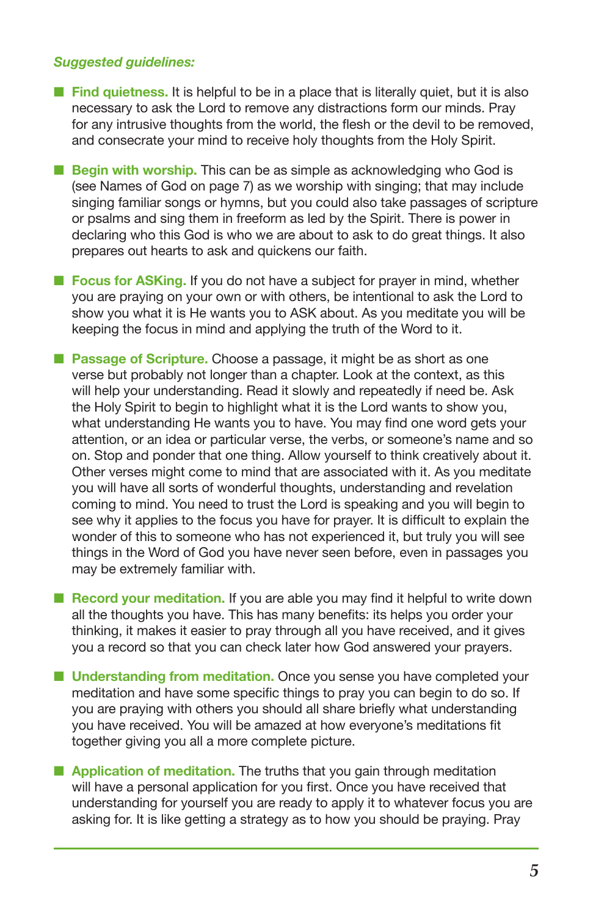*Suggested guidelines:*

- **Find quietness.** It is helpful to be in a place that is literally quiet, but it is also necessary to ask the Lord to remove any distractions form our minds. Pray for any intrusive thoughts from the world, the flesh or the devil to be removed, and consecrate your mind to receive holy thoughts from the Holy Spirit.

- **Begin with worship.** This can be as simple as acknowledging who God is (see Names of God on page 7) as we worship with singing; that may include singing familiar songs or hymns, but you could also take passages of scripture or psalms and sing them in freeform as led by the Spirit. There is power in declaring who this God is who we are about to ask to do great things. It also prepares out hearts to ask and quickens our faith.

- **Focus for ASKing.** If you do not have a subject for prayer in mind, whether you are praying on your own or with others, be intentional to ask the Lord to show you what it is He wants you to ASK about. As you meditate you will be keeping the focus in mind and applying the truth of the Word to it.

- **Passage of Scripture.** Choose a passage, it might be as short as one verse but probably not longer than a chapter. Look at the context, as this will help your understanding. Read it slowly and repeatedly if need be. Ask the Holy Spirit to begin to highlight what it is the Lord wants to show you, what understanding He wants you to have. You may find one word gets your attention, or an idea or particular verse, the verbs, or someone's name and so on. Stop and ponder that one thing. Allow yourself to think creatively about it. Other verses might come to mind that are associated with it. As you meditate you will have all sorts of wonderful thoughts, understanding and revelation coming to mind. You need to trust the Lord is speaking and you will begin to see why it applies to the focus you have for prayer. It is difficult to explain the wonder of this to someone who has not experienced it, but truly you will see things in the Word of God you have never seen before, even in passages you may be extremely familiar with.

- **Record your meditation.** If you are able you may find it helpful to write down all the thoughts you have. This has many benefits: its helps you order your thinking, it makes it easier to pray through all you have received, and it gives you a record so that you can check later how God answered your prayers.

- **Understanding from meditation.** Once you sense you have completed your meditation and have some specific things to pray you can begin to do so. If you are praying with others you should all share briefly what understanding you have received. You will be amazed at how everyone's meditations fit together giving you all a more complete picture.

- **Application of meditation.** The truths that you gain through meditation will have a personal application for you first. Once you have received that understanding for yourself you are ready to apply it to whatever focus you are asking for. It is like getting a strategy as to how you should be praying. Pray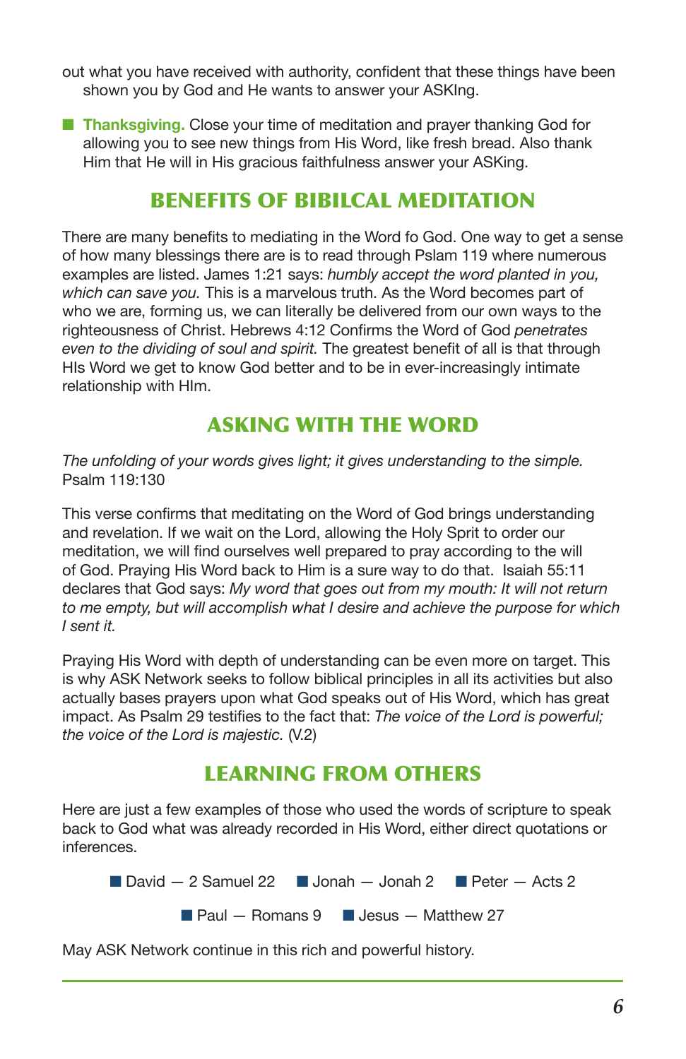out what you have received with authority, confident that these things have been shown you by God and He wants to answer your ASKIng.

- **Thanksgiving.** Close your time of meditation and prayer thanking God for allowing you to see new things from His Word, like fresh bread. Also thank Him that He will in His gracious faithfulness answer your ASKing.

## BENEFITS OF BIBILCAL MEDITATION

There are many benefits to mediating in the Word fo God. One way to get a sense of how many blessings there are is to read through Pslam 119 where numerous examples are listed. James 1:21 says: *humbly accept the word planted in you, which can save you.* This is a marvelous truth. As the Word becomes part of who we are, forming us, we can literally be delivered from our own ways to the righteousness of Christ. Hebrews 4:12 Confirms the Word of God *penetrates even to the dividing of soul and spirit.* The greatest benefit of all is that through HIs Word we get to know God better and to be in ever-increasingly intimate relationship with HIm.

## ASKING WITH THE WORD

*The unfolding of your words gives light; it gives understanding to the simple.* Psalm 119:130

This verse confirms that meditating on the Word of God brings understanding and revelation. If we wait on the Lord, allowing the Holy Sprit to order our meditation, we will find ourselves well prepared to pray according to the will of God. Praying His Word back to Him is a sure way to do that. Isaiah 55:11 declares that God says: *My word that goes out from my mouth: It will not return to me empty, but will accomplish what I desire and achieve the purpose for which I sent it.*

Praying His Word with depth of understanding can be even more on target. This is why ASK Network seeks to follow biblical principles in all its activities but also actually bases prayers upon what God speaks out of His Word, which has great impact. As Psalm 29 testifies to the fact that: *The voice of the Lord is powerful; the voice of the Lord is majestic.* (V.2)

## LEARNING FROM OTHERS

Here are just a few examples of those who used the words of scripture to speak back to God what was already recorded in His Word, either direct quotations or inferences.

- David — 2 Samuel 22
- Jonah — Jonah 2
- Peter — Acts 2
- Paul — Romans 9
- Jesus — Matthew 27

May ASK Network continue in this rich and powerful history.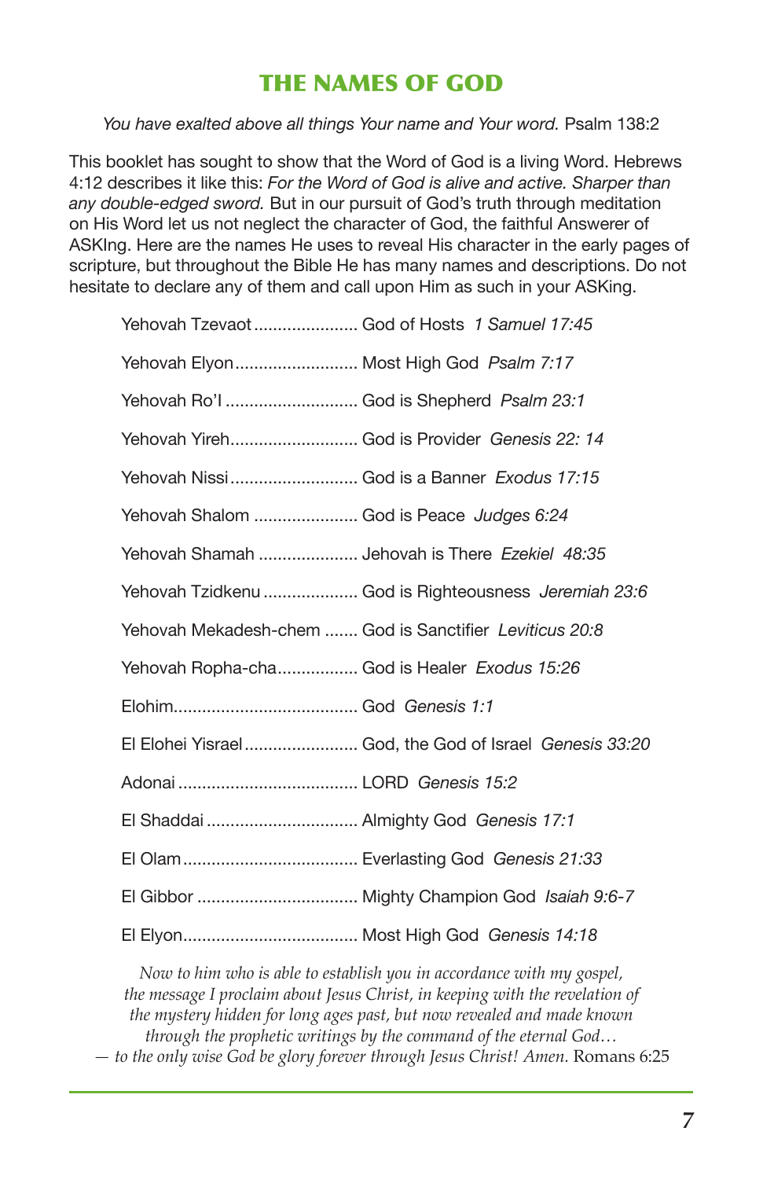# THE NAMES OF GOD

*You have exalted above all things Your name and Your word.* Psalm 138:2

This booklet has sought to show that the Word of God is a living Word. Hebrews 4:12 describes it like this: *For the Word of God is alive and active. Sharper than any double-edged sword.* But in our pursuit of God's truth through meditation on His Word let us not neglect the character of God, the faithful Answerer of ASKIng. Here are the names He uses to reveal His character in the early pages of scripture, but throughout the Bible He has many names and descriptions. Do not hesitate to declare any of them and call upon Him as such in your ASKing.

Yehovah Tzevaot ...................... God of Hosts *1 Samuel 17:45*

Yehovah Elyon.......................... Most High God *Psalm 7:17*

Yehovah Ro'I ............................ God is Shepherd *Psalm 23:1*

Yehovah Yireh........................... God is Provider *Genesis 22: 14*

Yehovah Nissi ........................... God is a Banner *Exodus 17:15*

Yehovah Shalom ...................... God is Peace *Judges 6:24*

Yehovah Shamah ..................... Jehovah is There *Ezekiel 48:35*

Yehovah Tzidkenu .................... God is Righteousness *Jeremiah 23:6*

Yehovah Mekadesh-chem ....... God is Sanctifier *Leviticus 20:8*

Yehovah Ropha-cha................. God is Healer *Exodus 15:26*

Elohim....................................... God *Genesis 1:1*

El Elohei Yisrael ........................ God, the God of Israel *Genesis 33:20*

Adonai ...................................... LORD *Genesis 15:2*

El Shaddai ................................ Almighty God *Genesis 17:1*

El Olam..................................... Everlasting God *Genesis 21:33*

El Gibbor .................................. Mighty Champion God *Isaiah 9:6-7*

El Elyon..................................... Most High God *Genesis 14:18*

*Now to him who is able to establish you in accordance with my gospel, the message I proclaim about Jesus Christ, in keeping with the revelation of the mystery hidden for long ages past, but now revealed and made known through the prophetic writings by the command of the eternal God… — to the only wise God be glory forever through Jesus Christ! Amen.* Romans 6:25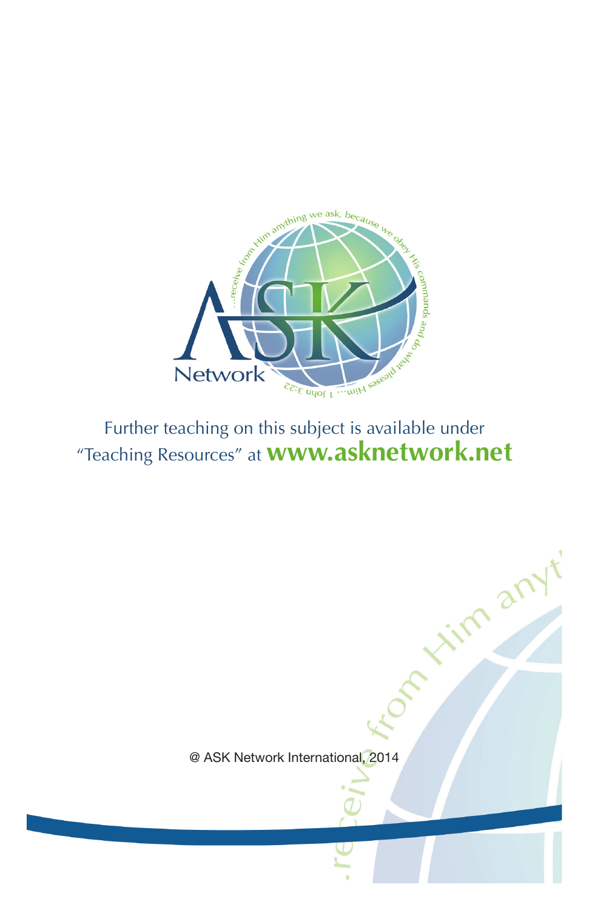Further teaching on this subject is available under "Teaching Resources" at **www.asknetwork.net**

@ ASK Network International, 2014